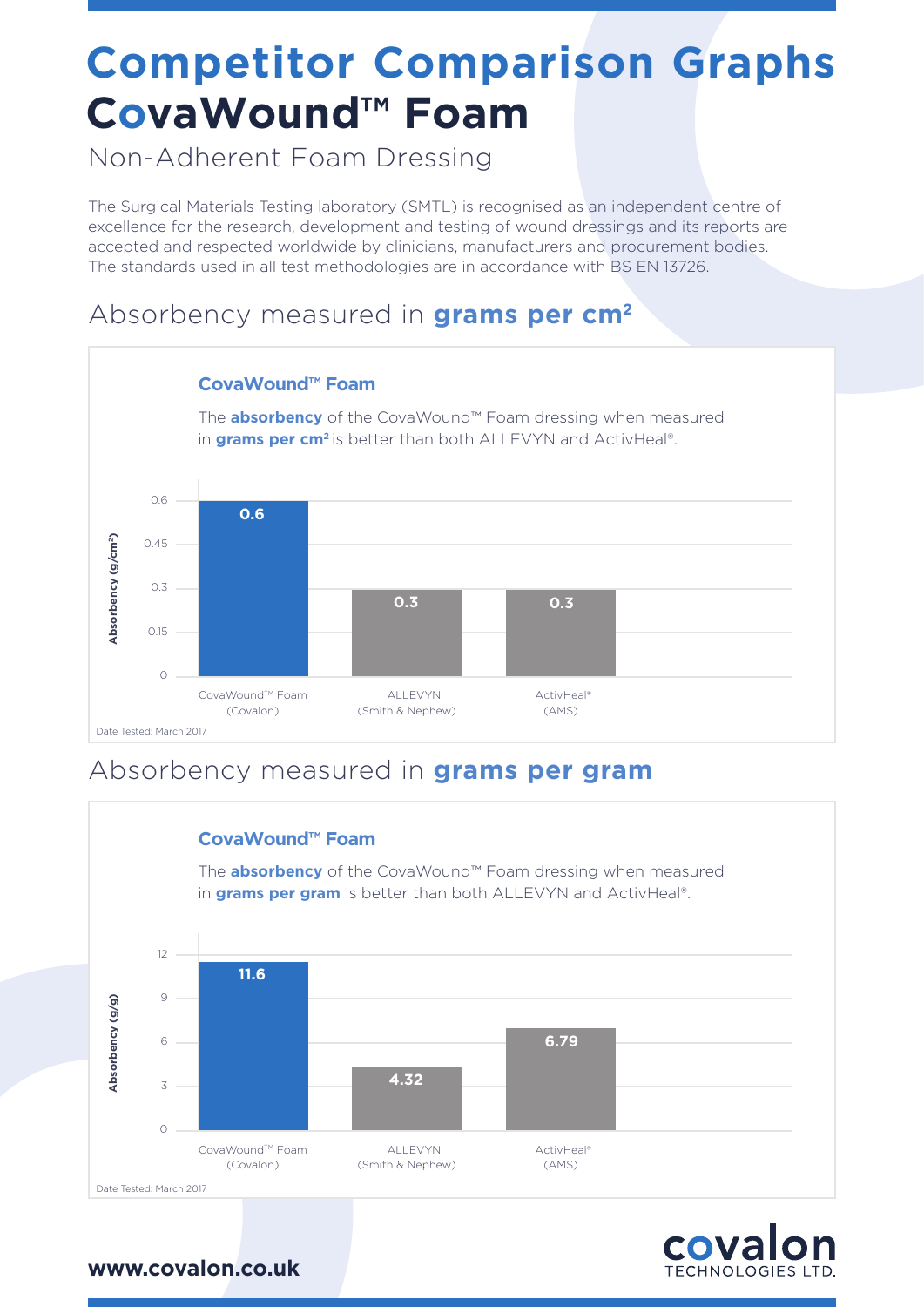# Competitor Comparison Graphs

# CovaWound™ Foam

Non-Adherent Foam Dressing

The Surgical Materials Testing laboratory (SMTL) is recognised as an independent centre of excellence for the research, development and testing of wound dressings and its reports are accepted and respected worldwide by clinicians, manufacturers and procurement bodies. The standards used in all test methodologies are in accordance with BS EN 13726.

## Absorbency measured in **grams per cm²**

### CovaWound™ Foam

The **absorbency** of the CovaWound™ Foam dressing when measured in **grams per cm²** is better than both ALLEVYN and ActivHeal®.

| Product | Absorbency (g/cm²) |
| --- | --- |
| CovaWound™ Foam (Covalon) | 0.6 |
| ALLEVYN (Smith & Nephew) | 0.3 |
| ActivHeal® (AMS) | 0.3 |

Date Tested: March 2017

## Absorbency measured in **grams per gram**

### CovaWound™ Foam

The **absorbency** of the CovaWound™ Foam dressing when measured in **grams per gram** is better than both ALLEVYN and ActivHeal®.

| Product | Absorbency (g/g) |
| --- | --- |
| CovaWound™ Foam (Covalon) | 11.6 |
| ALLEVYN (Smith & Nephew) | 4.32 |
| ActivHeal® (AMS) | 6.79 |

Date Tested: March 2017

**www.covalon.co.uk**

covalon TECHNOLOGIES LTD.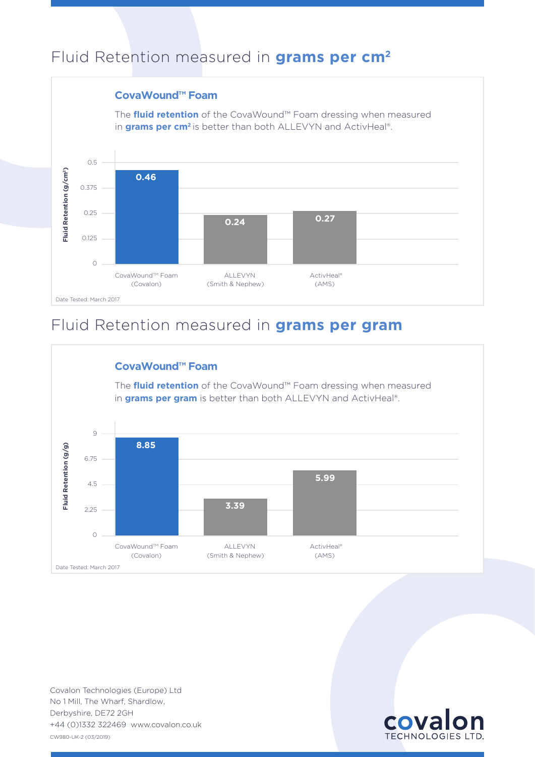## Fluid Retention measured in **grams per cm²**

### CovaWound™ Foam

The **fluid retention** of the CovaWound™ Foam dressing when measured in **grams per cm²** is better than both ALLEVYN and ActivHeal®.

| Product | Fluid Retention (g/cm²) |
|---|---|
| CovaWound™ Foam (Covalon) | 0.46 |
| ALLEVYN (Smith & Nephew) | 0.24 |
| ActivHeal® (AMS) | 0.27 |

Date Tested: March 2017

## Fluid Retention measured in **grams per gram**

### CovaWound™ Foam

The **fluid retention** of the CovaWound™ Foam dressing when measured in **grams per gram** is better than both ALLEVYN and ActivHeal®.

| Product | Fluid Retention (g/g) |
|---|---|
| CovaWound™ Foam (Covalon) | 8.85 |
| ALLEVYN (Smith & Nephew) | 3.39 |
| ActivHeal® (AMS) | 5.99 |

Date Tested: March 2017

Covalon Technologies (Europe) Ltd
No 1 Mill, The Wharf, Shardlow,
Derbyshire, DE72 2GH
+44 (0)1332 322469 www.covalon.co.uk
CW980-UK-2 (03/2019)

covalon TECHNOLOGIES LTD.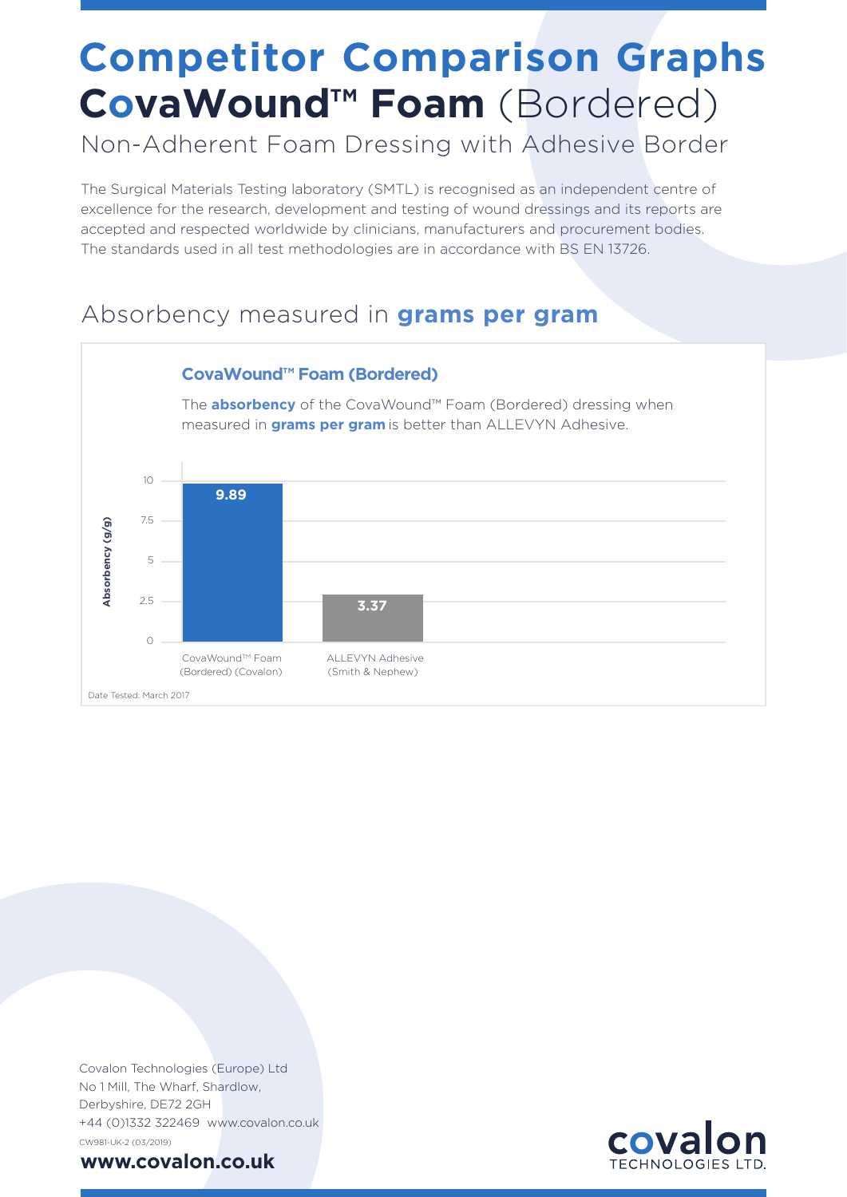# Competitor Comparison Graphs

# CovaWound™ Foam (Bordered)

## Non-Adherent Foam Dressing with Adhesive Border

The Surgical Materials Testing laboratory (SMTL) is recognised as an independent centre of excellence for the research, development and testing of wound dressings and its reports are accepted and respected worldwide by clinicians, manufacturers and procurement bodies. The standards used in all test methodologies are in accordance with BS EN 13726.

## Absorbency measured in **grams per gram**

### CovaWound™ Foam (Bordered)

The **absorbency** of the CovaWound™ Foam (Bordered) dressing when measured in **grams per gram** is better than ALLEVYN Adhesive.

| Product | Absorbency (g/g) |
| --- | --- |
| CovaWound™ Foam (Bordered) (Covalon) | 9.89 |
| ALLEVYN Adhesive (Smith & Nephew) | 3.37 |

Date Tested: March 2017

Covalon Technologies (Europe) Ltd
No 1 Mill, The Wharf, Shardlow,
Derbyshire, DE72 2GH
+44 (0)1332 322469 www.covalon.co.uk

CW981-UK-2 (03/2019)

**www.covalon.co.uk**

covalon TECHNOLOGIES LTD.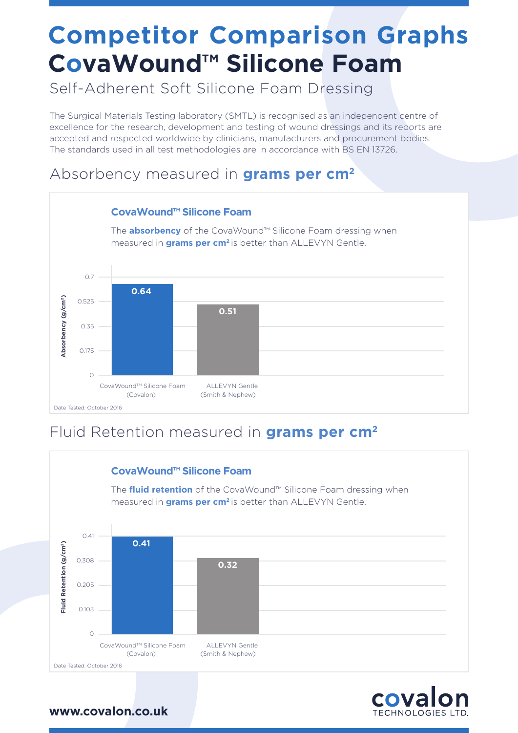# Competitor Comparison Graphs

# CovaWound™ Silicone Foam

Self-Adherent Soft Silicone Foam Dressing

The Surgical Materials Testing laboratory (SMTL) is recognised as an independent centre of excellence for the research, development and testing of wound dressings and its reports are accepted and respected worldwide by clinicians, manufacturers and procurement bodies. The standards used in all test methodologies are in accordance with BS EN 13726.

## Absorbency measured in **grams per cm²**

### CovaWound™ Silicone Foam

The **absorbency** of the CovaWound™ Silicone Foam dressing when measured in **grams per cm²** is better than ALLEVYN Gentle.

| Product | Absorbency (g/cm²) |
| --- | --- |
| CovaWound™ Silicone Foam (Covalon) | 0.64 |
| ALLEVYN Gentle (Smith & Nephew) | 0.51 |

Date Tested: October 2016

## Fluid Retention measured in **grams per cm²**

### CovaWound™ Silicone Foam

The **fluid retention** of the CovaWound™ Silicone Foam dressing when measured in **grams per cm²** is better than ALLEVYN Gentle.

| Product | Fluid Retention (g/cm²) |
| --- | --- |
| CovaWound™ Silicone Foam (Covalon) | 0.41 |
| ALLEVYN Gentle (Smith & Nephew) | 0.32 |

Date Tested: October 2016

**www.covalon.co.uk**

covalon TECHNOLOGIES LTD.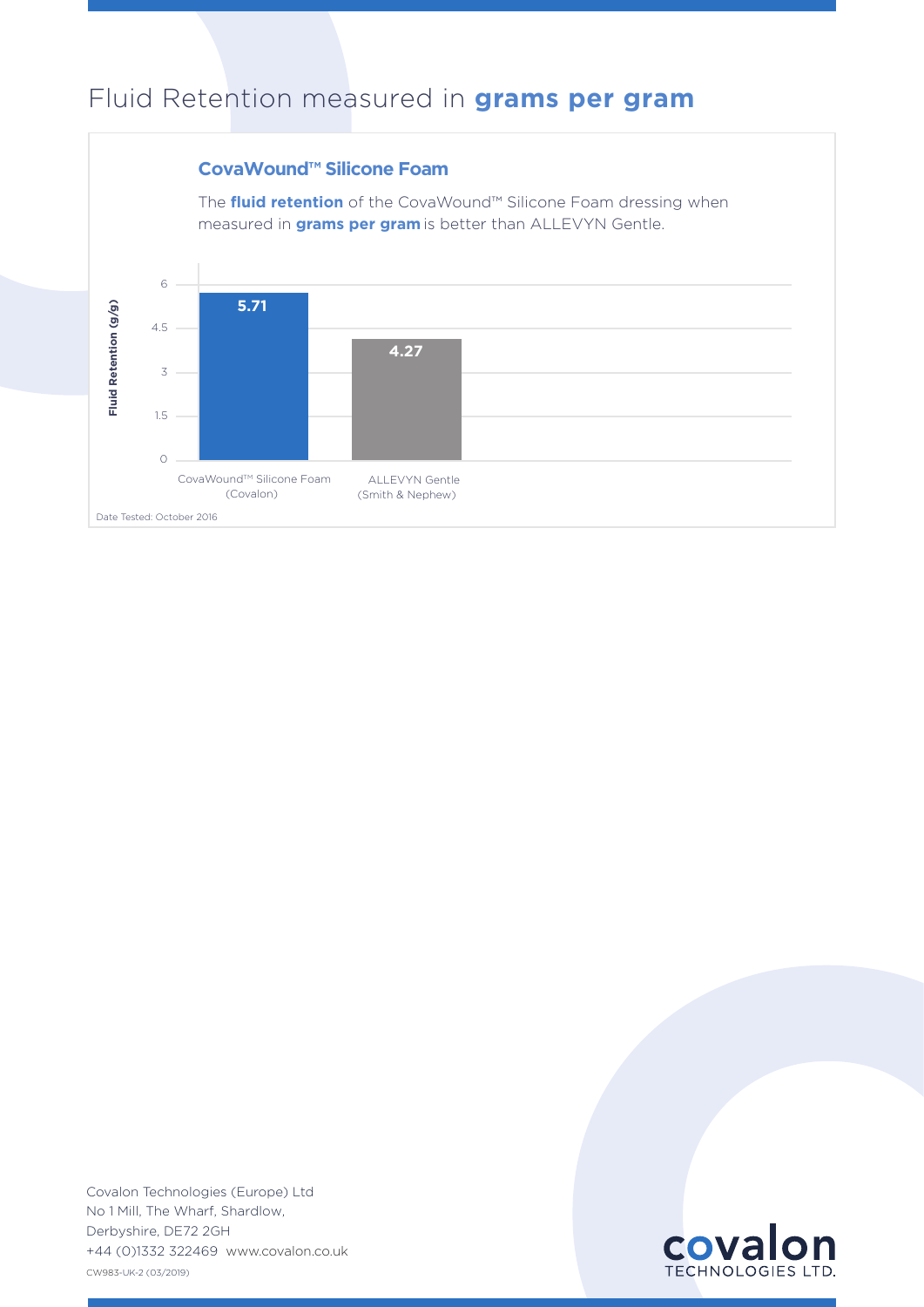# Fluid Retention measured in **grams per gram**

## CovaWound™ Silicone Foam

The **fluid retention** of the CovaWound™ Silicone Foam dressing when measured in **grams per gram** is better than ALLEVYN Gentle.

| Product | Fluid Retention (g/g) |
|---|---|
| CovaWound™ Silicone Foam (Covalon) | 5.71 |
| ALLEVYN Gentle (Smith & Nephew) | 4.27 |

Date Tested: October 2016

Covalon Technologies (Europe) Ltd
No 1 Mill, The Wharf, Shardlow,
Derbyshire, DE72 2GH
+44 (0)1332 322469 www.covalon.co.uk
CW983-UK-2 (03/2019)

covalon TECHNOLOGIES LTD.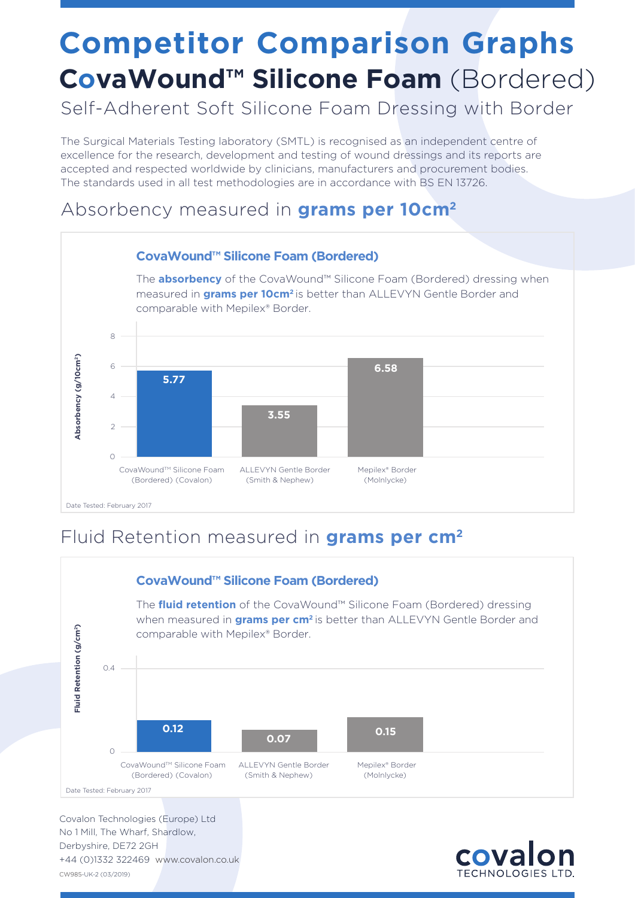# Competitor Comparison Graphs

## CovaWound™ Silicone Foam (Bordered)

Self-Adherent Soft Silicone Foam Dressing with Border

The Surgical Materials Testing laboratory (SMTL) is recognised as an independent centre of excellence for the research, development and testing of wound dressings and its reports are accepted and respected worldwide by clinicians, manufacturers and procurement bodies. The standards used in all test methodologies are in accordance with BS EN 13726.

## Absorbency measured in **grams per $10cm^2$**

### CovaWound™ Silicone Foam (Bordered)

The **absorbency** of the CovaWound™ Silicone Foam (Bordered) dressing when measured in **grams per $10cm^2$** is better than ALLEVYN Gentle Border and comparable with Mepilex® Border.

| Product | Absorbency ($g/10cm^2$) |
| --- | --- |
| CovaWound™ Silicone Foam (Bordered) (Covalon) | 5.77 |
| ALLEVYN Gentle Border (Smith & Nephew) | 3.55 |
| Mepilex® Border (Molnlycke) | 6.58 |

Date Tested: February 2017

## Fluid Retention measured in **grams per $cm^2$**

### CovaWound™ Silicone Foam (Bordered)

The **fluid retention** of the CovaWound™ Silicone Foam (Bordered) dressing when measured in **grams per $cm^2$** is better than ALLEVYN Gentle Border and comparable with Mepilex® Border.

| Product | Fluid Retention ($g/cm^2$) |
| --- | --- |
| CovaWound™ Silicone Foam (Bordered) (Covalon) | 0.12 |
| ALLEVYN Gentle Border (Smith & Nephew) | 0.07 |
| Mepilex® Border (Molnlycke) | 0.15 |

Date Tested: February 2017

Covalon Technologies (Europe) Ltd
No 1 Mill, The Wharf, Shardlow,
Derbyshire, DE72 2GH
+44 (0)1332 322469 www.covalon.co.uk
CW985-UK-2 (03/2019)

covalon TECHNOLOGIES LTD.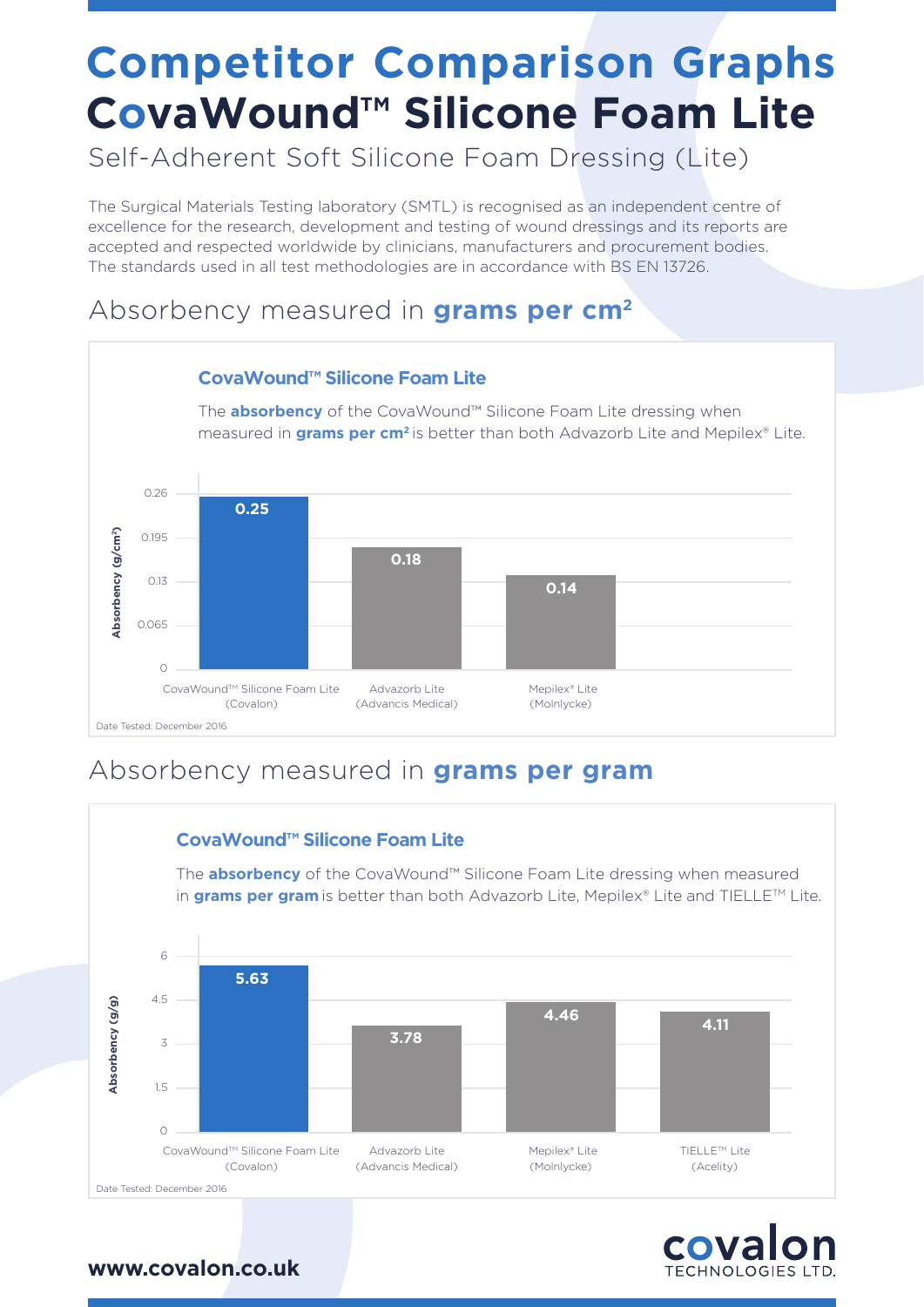# Competitor Comparison Graphs

# CovaWound™ Silicone Foam Lite

Self-Adherent Soft Silicone Foam Dressing (Lite)

The Surgical Materials Testing laboratory (SMTL) is recognised as an independent centre of excellence for the research, development and testing of wound dressings and its reports are accepted and respected worldwide by clinicians, manufacturers and procurement bodies. The standards used in all test methodologies are in accordance with BS EN 13726.

## Absorbency measured in **grams per cm²**

### CovaWound™ Silicone Foam Lite

The **absorbency** of the CovaWound™ Silicone Foam Lite dressing when measured in **grams per cm²** is better than both Advazorb Lite and Mepilex® Lite.

| Product | Absorbency (g/cm²) |
|---|---|
| CovaWound™ Silicone Foam Lite (Covalon) | 0.25 |
| Advazorb Lite (Advancis Medical) | 0.18 |
| Mepilex® Lite (Molnlycke) | 0.14 |

Date Tested: December 2016

## Absorbency measured in **grams per gram**

### CovaWound™ Silicone Foam Lite

The **absorbency** of the CovaWound™ Silicone Foam Lite dressing when measured in **grams per gram** is better than both Advazorb Lite, Mepilex® Lite and TIELLE™ Lite.

| Product | Absorbency (g/g) |
|---|---|
| CovaWound™ Silicone Foam Lite (Covalon) | 5.63 |
| Advazorb Lite (Advancis Medical) | 3.78 |
| Mepilex® Lite (Molnlycke) | 4.46 |
| TIELLE™ Lite (Acelity) | 4.11 |

Date Tested: December 2016

**www.covalon.co.uk**

covalon TECHNOLOGIES LTD.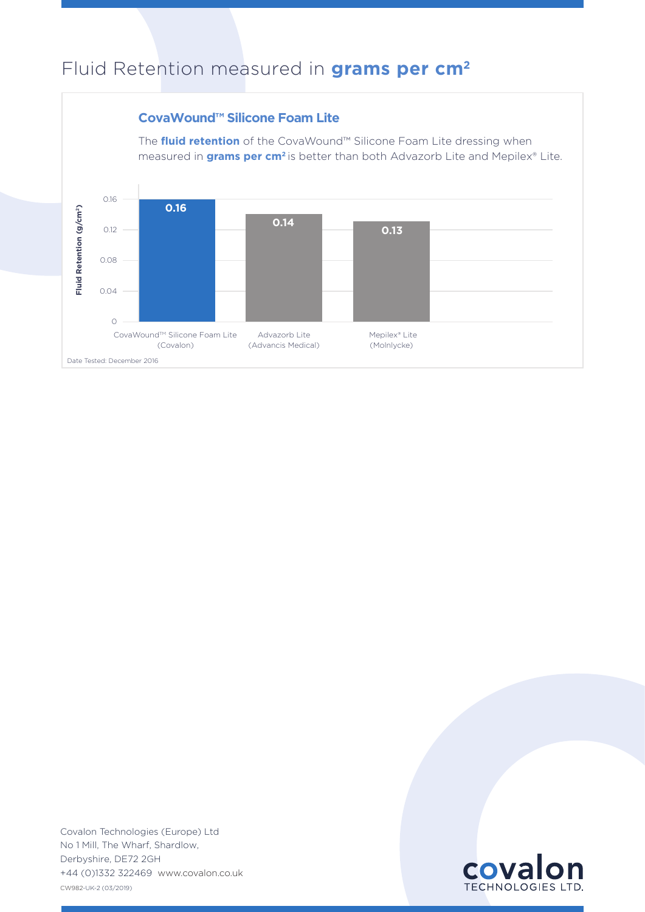# Fluid Retention measured in **grams per cm²**

### CovaWound™ Silicone Foam Lite

The **fluid retention** of the CovaWound™ Silicone Foam Lite dressing when measured in **grams per cm²** is better than both Advazorb Lite and Mepilex® Lite.

| Product | Fluid Retention (g/cm²) |
| --- | --- |
| CovaWound™ Silicone Foam Lite (Covalon) | 0.16 |
| Advazorb Lite (Advancis Medical) | 0.14 |
| Mepilex® Lite (Molnlycke) | 0.13 |

Date Tested: December 2016

Covalon Technologies (Europe) Ltd
No 1 Mill, The Wharf, Shardlow,
Derbyshire, DE72 2GH
+44 (0)1332 322469 www.covalon.co.uk
CW982-UK-2 (03/2019)

covalon TECHNOLOGIES LTD.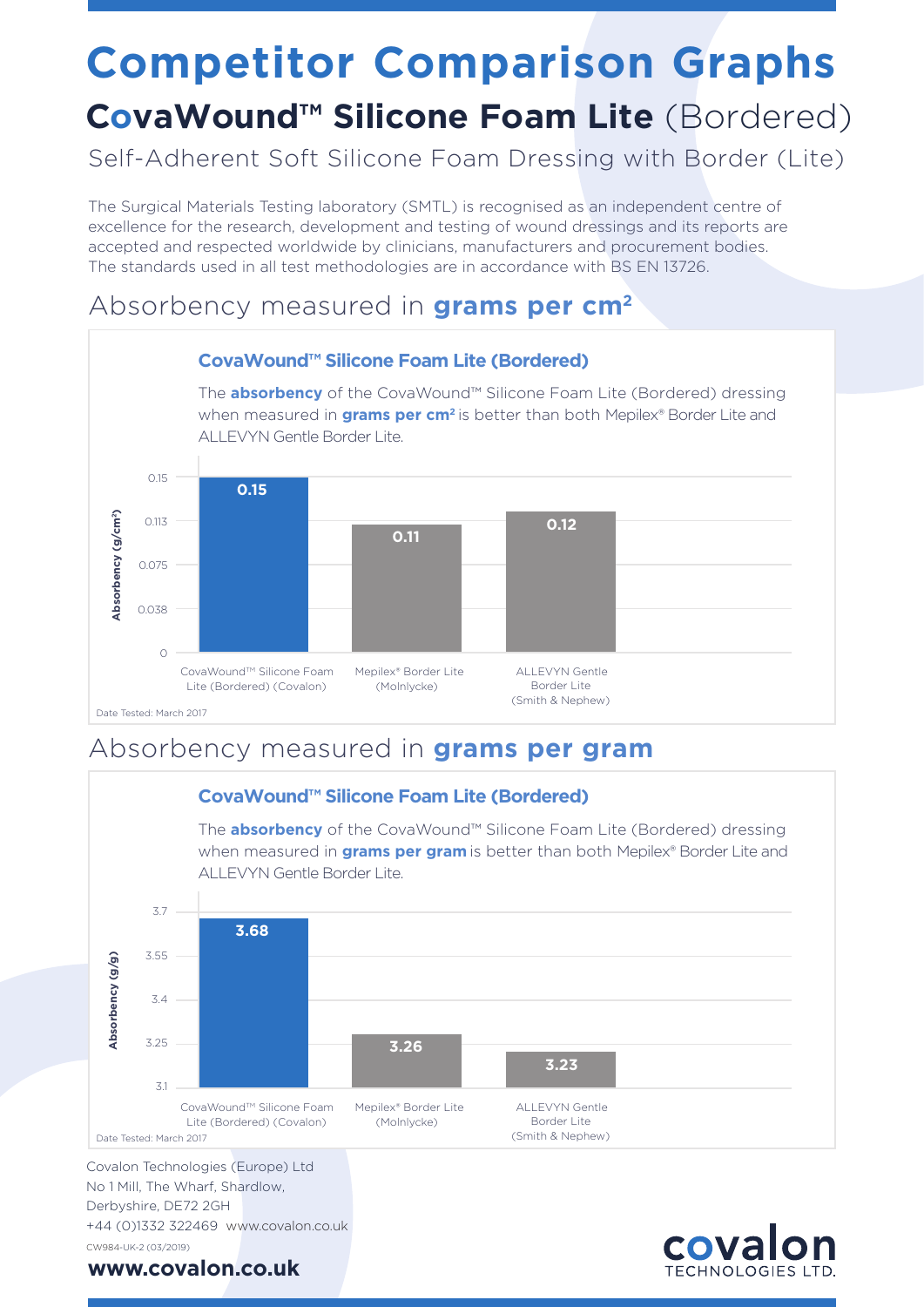# Competitor Comparison Graphs

## CovaWound™ Silicone Foam Lite (Bordered)

Self-Adherent Soft Silicone Foam Dressing with Border (Lite)

The Surgical Materials Testing laboratory (SMTL) is recognised as an independent centre of excellence for the research, development and testing of wound dressings and its reports are accepted and respected worldwide by clinicians, manufacturers and procurement bodies. The standards used in all test methodologies are in accordance with BS EN 13726.

## Absorbency measured in **grams per cm²**

### CovaWound™ Silicone Foam Lite (Bordered)

The **absorbency** of the CovaWound™ Silicone Foam Lite (Bordered) dressing when measured in **grams per cm²** is better than both Mepilex® Border Lite and ALLEVYN Gentle Border Lite.

| Product | Absorbency (g/cm²) |
| --- | --- |
| CovaWound™ Silicone Foam Lite (Bordered) (Covalon) | 0.15 |
| Mepilex® Border Lite (Molnlycke) | 0.11 |
| ALLEVYN Gentle Border Lite (Smith & Nephew) | 0.12 |

Date Tested: March 2017

## Absorbency measured in **grams per gram**

### CovaWound™ Silicone Foam Lite (Bordered)

The **absorbency** of the CovaWound™ Silicone Foam Lite (Bordered) dressing when measured in **grams per gram** is better than both Mepilex® Border Lite and ALLEVYN Gentle Border Lite.

| Product | Absorbency (g/g) |
| --- | --- |
| CovaWound™ Silicone Foam Lite (Bordered) (Covalon) | 3.68 |
| Mepilex® Border Lite (Molnlycke) | 3.26 |
| ALLEVYN Gentle Border Lite (Smith & Nephew) | 3.23 |

Date Tested: March 2017

Covalon Technologies (Europe) Ltd
No 1 Mill, The Wharf, Shardlow,
Derbyshire, DE72 2GH
+44 (0)1332 322469 www.covalon.co.uk

CW984-UK-2 (03/2019)

**www.covalon.co.uk**

covalon TECHNOLOGIES LTD.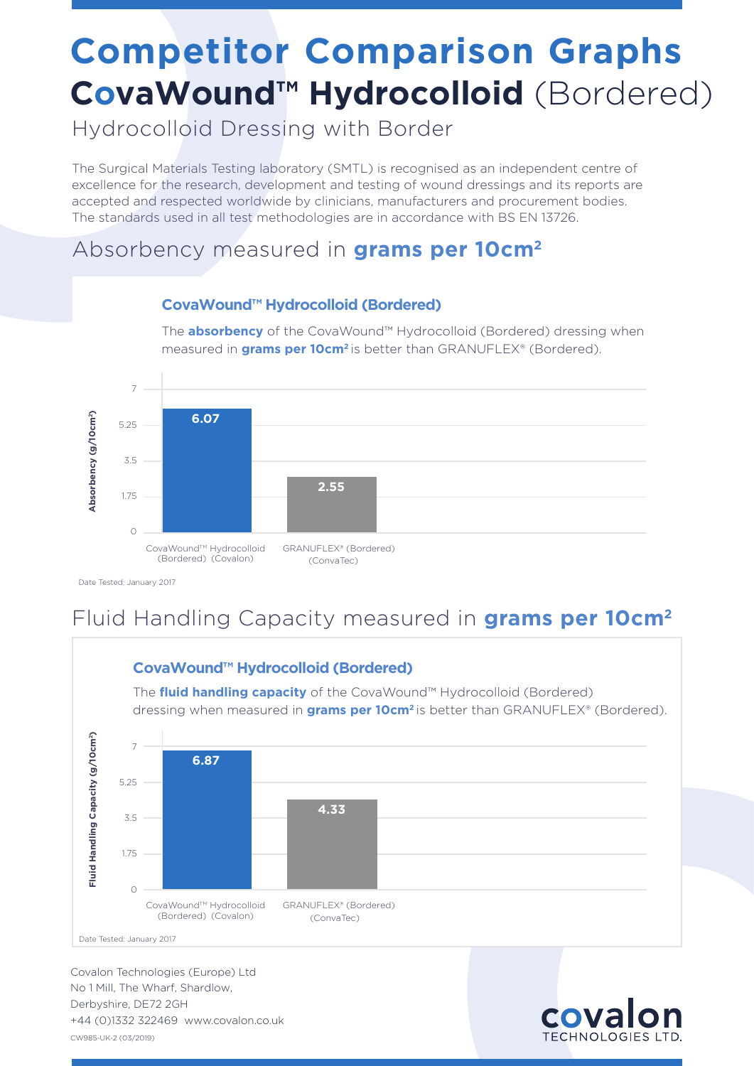# Competitor Comparison Graphs

## CovaWound™ Hydrocolloid (Bordered)

Hydrocolloid Dressing with Border

The Surgical Materials Testing laboratory (SMTL) is recognised as an independent centre of excellence for the research, development and testing of wound dressings and its reports are accepted and respected worldwide by clinicians, manufacturers and procurement bodies. The standards used in all test methodologies are in accordance with BS EN 13726.

## Absorbency measured in **grams per 10cm²**

### CovaWound™ Hydrocolloid (Bordered)

The **absorbency** of the CovaWound™ Hydrocolloid (Bordered) dressing when measured in **grams per 10cm²** is better than GRANUFLEX® (Bordered).

| Product | Absorbency (g/10cm²) |
|---|---|
| CovaWound™ Hydrocolloid (Bordered) (Covalon) | 6.07 |
| GRANUFLEX® (Bordered) (ConvaTec) | 2.55 |

Date Tested: January 2017

## Fluid Handling Capacity measured in **grams per 10cm²**

### CovaWound™ Hydrocolloid (Bordered)

The **fluid handling capacity** of the CovaWound™ Hydrocolloid (Bordered) dressing when measured in **grams per 10cm²** is better than GRANUFLEX® (Bordered).

| Product | Fluid Handling Capacity (g/10cm²) |
|---|---|
| CovaWound™ Hydrocolloid (Bordered) (Covalon) | 6.87 |
| GRANUFLEX® (Bordered) (ConvaTec) | 4.33 |

Date Tested: January 2017

Covalon Technologies (Europe) Ltd
No 1 Mill, The Wharf, Shardlow,
Derbyshire, DE72 2GH
+44 (0)1332 322469 www.covalon.co.uk
CW985-UK-2 (03/2019)

covalon TECHNOLOGIES LTD.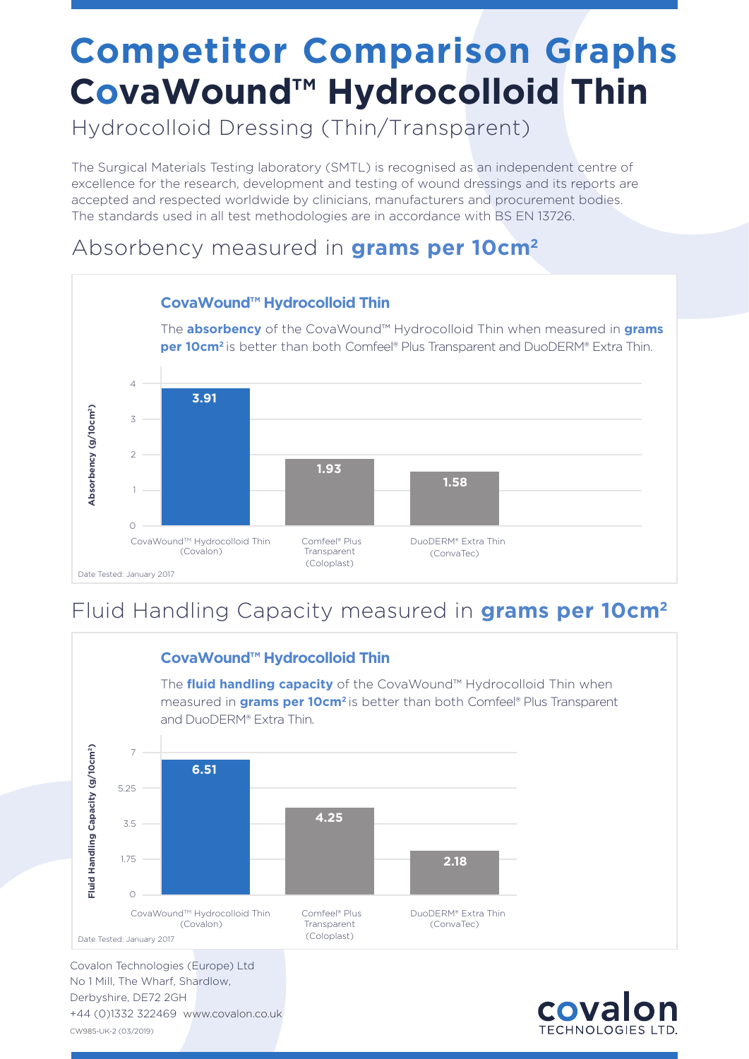# Competitor Comparison Graphs

# CovaWound™ Hydrocolloid Thin

Hydrocolloid Dressing (Thin/Transparent)

The Surgical Materials Testing laboratory (SMTL) is recognised as an independent centre of excellence for the research, development and testing of wound dressings and its reports are accepted and respected worldwide by clinicians, manufacturers and procurement bodies. The standards used in all test methodologies are in accordance with BS EN 13726.

## Absorbency measured in **grams per 10cm²**

### CovaWound™ Hydrocolloid Thin

The **absorbency** of the CovaWound™ Hydrocolloid Thin when measured in **grams per 10cm²** is better than both Comfeel® Plus Transparent and DuoDERM® Extra Thin.

| Product | Absorbency (g/10cm²) |
|---|---|
| CovaWound™ Hydrocolloid Thin (Covalon) | 3.91 |
| Comfeel® Plus Transparent (Coloplast) | 1.93 |
| DuoDERM® Extra Thin (ConvaTec) | 1.58 |

Date Tested: January 2017

## Fluid Handling Capacity measured in **grams per 10cm²**

### CovaWound™ Hydrocolloid Thin

The **fluid handling capacity** of the CovaWound™ Hydrocolloid Thin when measured in **grams per 10cm²** is better than both Comfeel® Plus Transparent and DuoDERM® Extra Thin.

| Product | Fluid Handling Capacity (g/10cm²) |
|---|---|
| CovaWound™ Hydrocolloid Thin (Covalon) | 6.51 |
| Comfeel® Plus Transparent (Coloplast) | 4.25 |
| DuoDERM® Extra Thin (ConvaTec) | 2.18 |

Date Tested: January 2017

Covalon Technologies (Europe) Ltd
No 1 Mill, The Wharf, Shardlow,
Derbyshire, DE72 2GH
+44 (0)1332 322469 www.covalon.co.uk

CW985-UK-2 (03/2019)

covalon TECHNOLOGIES LTD.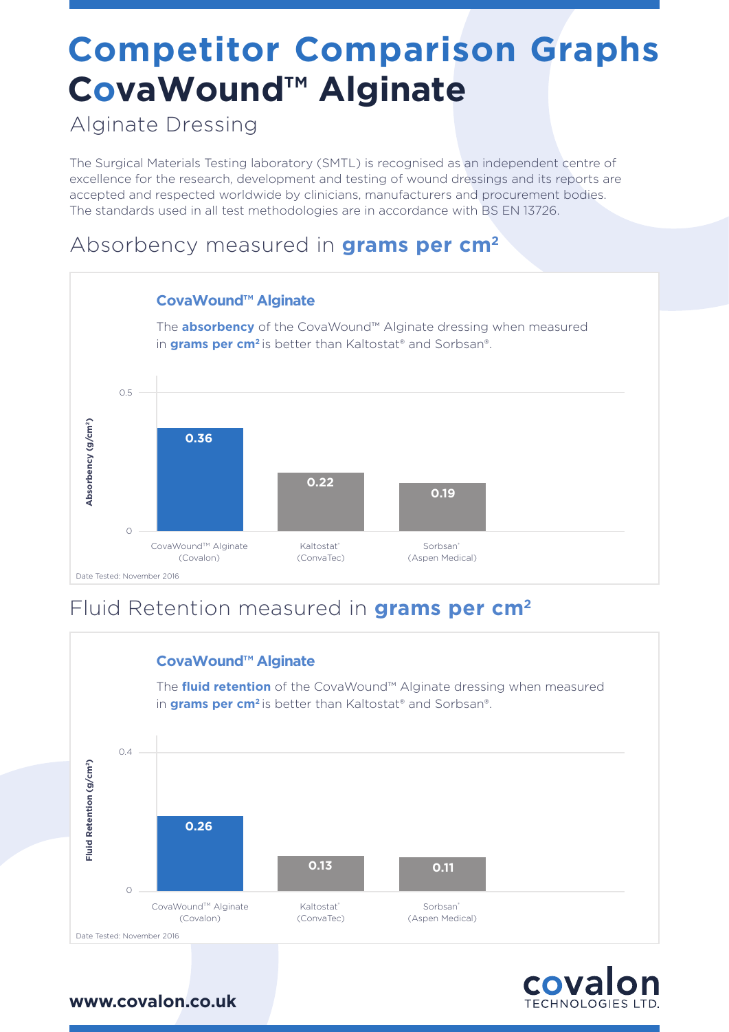# Competitor Comparison Graphs

# CovaWound™ Alginate

## Alginate Dressing

The Surgical Materials Testing laboratory (SMTL) is recognised as an independent centre of excellence for the research, development and testing of wound dressings and its reports are accepted and respected worldwide by clinicians, manufacturers and procurement bodies. The standards used in all test methodologies are in accordance with BS EN 13726.

## Absorbency measured in **grams per cm²**

### CovaWound™ Alginate

The **absorbency** of the CovaWound™ Alginate dressing when measured in **grams per cm²** is better than Kaltostat® and Sorbsan®.

| Product | Absorbency (g/cm²) |
| --- | --- |
| CovaWound™ Alginate (Covalon) | 0.36 |
| Kaltostat® (ConvaTec) | 0.22 |
| Sorbsan® (Aspen Medical) | 0.19 |

Date Tested: November 2016

## Fluid Retention measured in **grams per cm²**

### CovaWound™ Alginate

The **fluid retention** of the CovaWound™ Alginate dressing when measured in **grams per cm²** is better than Kaltostat® and Sorbsan®.

| Product | Fluid Retention (g/cm²) |
| --- | --- |
| CovaWound™ Alginate (Covalon) | 0.26 |
| Kaltostat® (ConvaTec) | 0.13 |
| Sorbsan® (Aspen Medical) | 0.11 |

Date Tested: November 2016

**www.covalon.co.uk**

covalon TECHNOLOGIES LTD.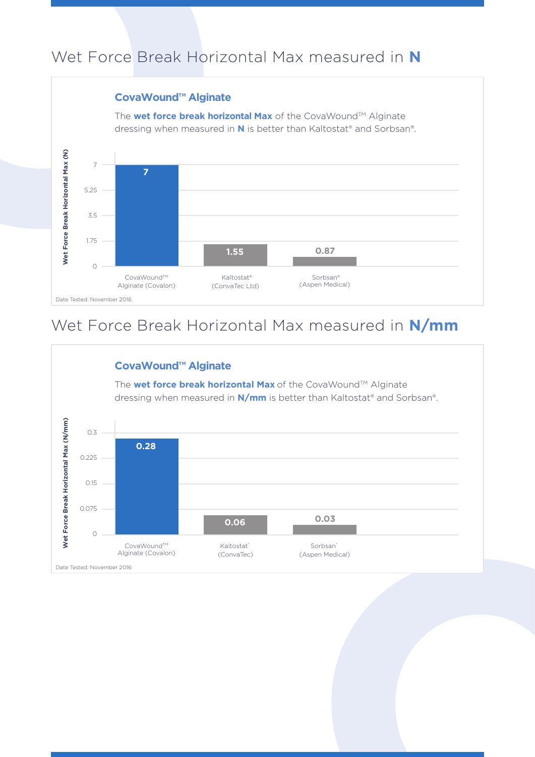# Wet Force Break Horizontal Max measured in **N**

### CovaWound™ Alignate

The **wet force break horizontal Max** of the CovaWound™ Alignate dressing when measured in **N** is better than Kaltostat® and Sorbsan®.

| Product | Wet Force Break Horizontal Max (N) |
|---|---|
| CovaWound™ Alignate (Covalon) | 7 |
| Kaltostat® (ConvaTec Ltd) | 1.55 |
| Sorbsan® (Aspen Medical) | 0.87 |

Date Tested: November 2016

# Wet Force Break Horizontal Max measured in **N/mm**

### CovaWound™ Alignate

The **wet force break horizontal Max** of the CovaWound™ Alignate dressing when measured in **N/mm** is better than Kaltostat® and Sorbsan®.

| Product | Wet Force Break Horizontal Max (N/mm) |
|---|---|
| CovaWound™ Alignate (Covalon) | 0.28 |
| Kaltostat® (ConvaTec) | 0.06 |
| Sorbsan® (Aspen Medical) | 0.03 |

Date Tested: November 2016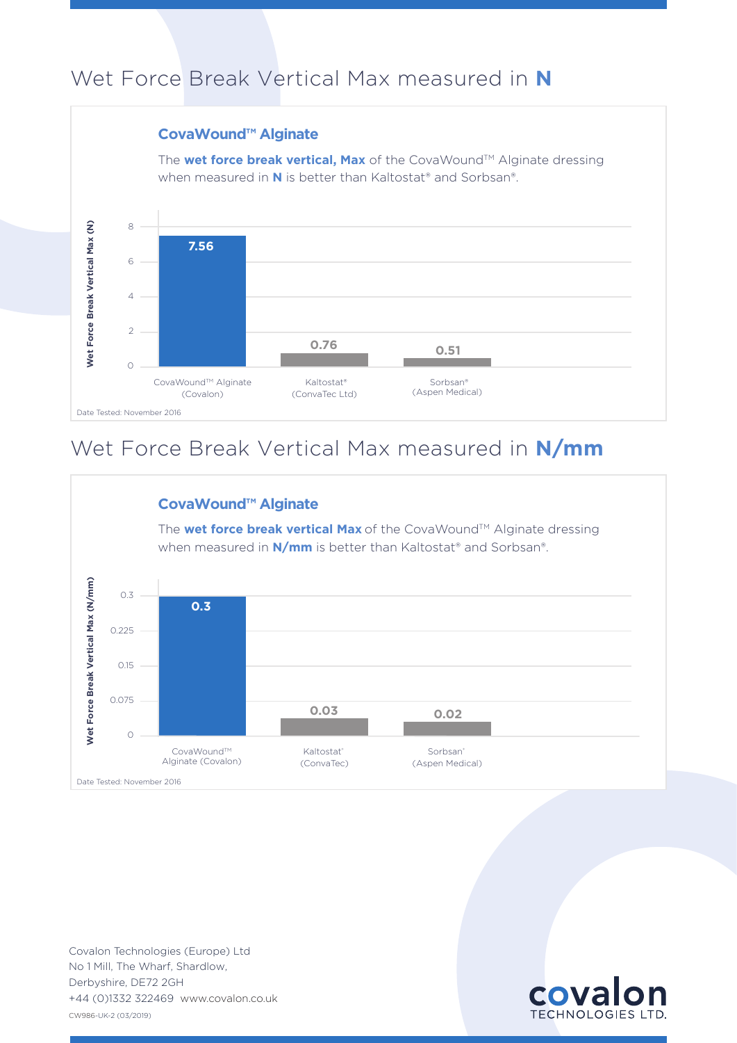# Wet Force Break Vertical Max measured in **N**

### CovaWound™ Alginate

The **wet force break vertical, Max** of the CovaWound™ Alginate dressing when measured in **N** is better than Kaltostat® and Sorbsan®.

| Product | Wet Force Break Vertical Max (N) |
|---|---|
| CovaWound™ Alginate (Covalon) | 7.56 |
| Kaltostat® (ConvaTec Ltd) | 0.76 |
| Sorbsan® (Aspen Medical) | 0.51 |

Date Tested: November 2016

# Wet Force Break Vertical Max measured in **N/mm**

### CovaWound™ Alginate

The **wet force break vertical Max** of the CovaWound™ Alginate dressing when measured in **N/mm** is better than Kaltostat® and Sorbsan®.

| Product | Wet Force Break Vertical Max (N/mm) |
|---|---|
| CovaWound™ Alginate (Covalon) | 0.3 |
| Kaltostat® (ConvaTec) | 0.03 |
| Sorbsan® (Aspen Medical) | 0.02 |

Date Tested: November 2016

Covalon Technologies (Europe) Ltd
No 1 Mill, The Wharf, Shardlow,
Derbyshire, DE72 2GH
+44 (0)1332 322469 www.covalon.co.uk
CW986-UK-2 (03/2019)

covalon TECHNOLOGIES LTD.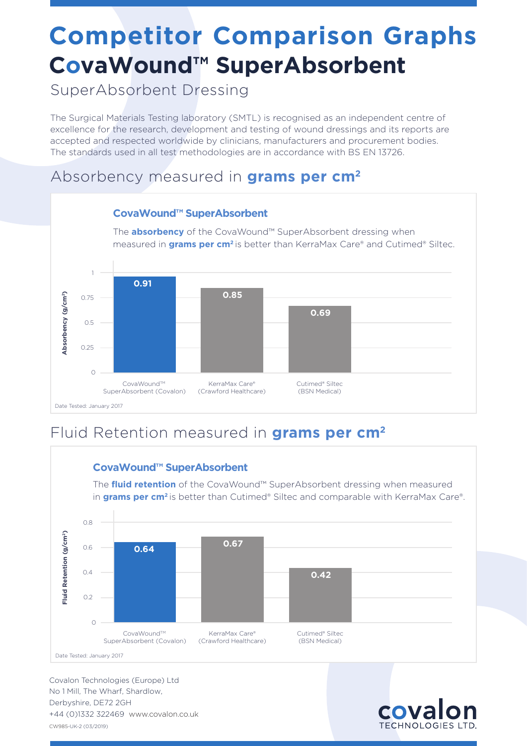# Competitor Comparison Graphs

## CovaWound™ SuperAbsorbent

SuperAbsorbent Dressing

The Surgical Materials Testing laboratory (SMTL) is recognised as an independent centre of excellence for the research, development and testing of wound dressings and its reports are accepted and respected worldwide by clinicians, manufacturers and procurement bodies. The standards used in all test methodologies are in accordance with BS EN 13726.

## Absorbency measured in **grams per cm²**

**CovaWound™ SuperAbsorbent**

The **absorbency** of the CovaWound™ SuperAbsorbent dressing when measured in **grams per cm²** is better than KerraMax Care® and Cutimed® Siltec.

Absorbency (g/cm²)

1
0.75
0.5
0.25
0

0.91
0.85
0.69

CovaWound™ SuperAbsorbent (Covalon)
KerraMax Care® (Crawford Healthcare)
Cutimed® Siltec (BSN Medical)

Date Tested: January 2017

## Fluid Retention measured in **grams per cm²**

**CovaWound™ SuperAbsorbent**

The **fluid retention** of the CovaWound™ SuperAbsorbent dressing when measured in **grams per cm²** is better than Cutimed® Siltec and comparable with KerraMax Care®.

Fluid Retention (g/cm²)

0.8
0.6
0.4
0.2
0

0.64
0.67
0.42

CovaWound™ SuperAbsorbent (Covalon)
KerraMax Care® (Crawford Healthcare)
Cutimed® Siltec (BSN Medical)

Date Tested: January 2017

Covalon Technologies (Europe) Ltd
No 1 Mill, The Wharf, Shardlow,
Derbyshire, DE72 2GH
+44 (0)1332 322469 www.covalon.co.uk
CW985-UK-2 (03/2019)

covalon TECHNOLOGIES LTD.